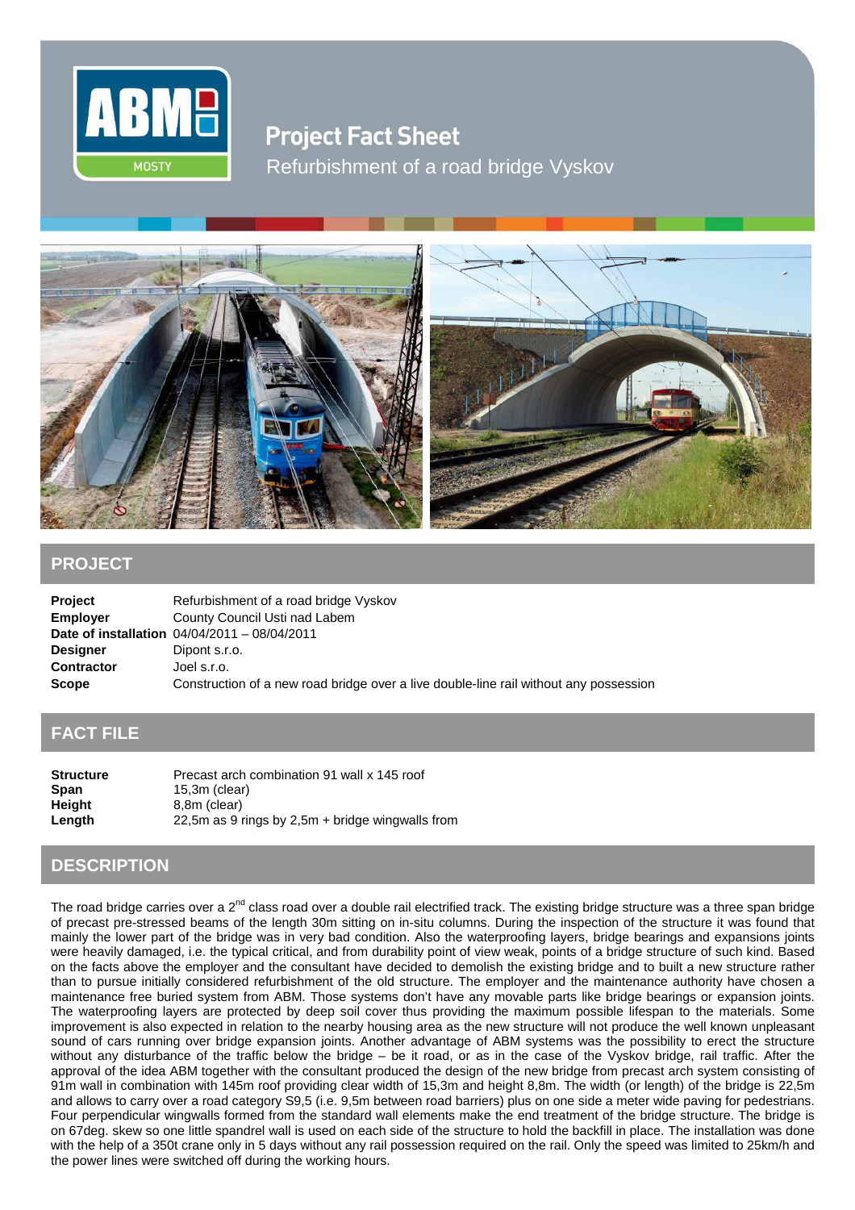# Project Fact Sheet

Refurbishment of a road bridge Vyskov

## PROJECT

| | |
|---|---|
| **Project** | Refurbishment of a road bridge Vyskov |
| **Employer** | County Council Usti nad Labem |
| **Date of installation** | 04/04/2011 – 08/04/2011 |
| **Designer** | Dipont s.r.o. |
| **Contractor** | Joel s.r.o. |
| **Scope** | Construction of a new road bridge over a live double-line rail without any possession |

## FACT FILE

| | |
|---|---|
| **Structure** | Precast arch combination 91 wall x 145 roof |
| **Span** | 15,3m (clear) |
| **Height** | 8,8m (clear) |
| **Length** | 22,5m as 9 rings by 2,5m + bridge wingwalls from |

## DESCRIPTION

The road bridge carries over a 2nd class road over a double rail electrified track. The existing bridge structure was a three span bridge of precast pre-stressed beams of the length 30m sitting on in-situ columns. During the inspection of the structure it was found that mainly the lower part of the bridge was in very bad condition. Also the waterproofing layers, bridge bearings and expansions joints were heavily damaged, i.e. the typical critical, and from durability point of view weak, points of a bridge structure of such kind. Based on the facts above the employer and the consultant have decided to demolish the existing bridge and to built a new structure rather than to pursue initially considered refurbishment of the old structure. The employer and the maintenance authority have chosen a maintenance free buried system from ABM. Those systems don't have any movable parts like bridge bearings or expansion joints. The waterproofing layers are protected by deep soil cover thus providing the maximum possible lifespan to the materials. Some improvement is also expected in relation to the nearby housing area as the new structure will not produce the well known unpleasant sound of cars running over bridge expansion joints. Another advantage of ABM systems was the possibility to erect the structure without any disturbance of the traffic below the bridge – be it road, or as in the case of the Vyskov bridge, rail traffic. After the approval of the idea ABM together with the consultant produced the design of the new bridge from precast arch system consisting of 91m wall in combination with 145m roof providing clear width of 15,3m and height 8,8m. The width (or length) of the bridge is 22,5m and allows to carry over a road category S9,5 (i.e. 9,5m between road barriers) plus on one side a meter wide paving for pedestrians. Four perpendicular wingwalls formed from the standard wall elements make the end treatment of the bridge structure. The bridge is on 67deg. skew so one little spandrel wall is used on each side of the structure to hold the backfill in place. The installation was done with the help of a 350t crane only in 5 days without any rail possession required on the rail. Only the speed was limited to 25km/h and the power lines were switched off during the working hours.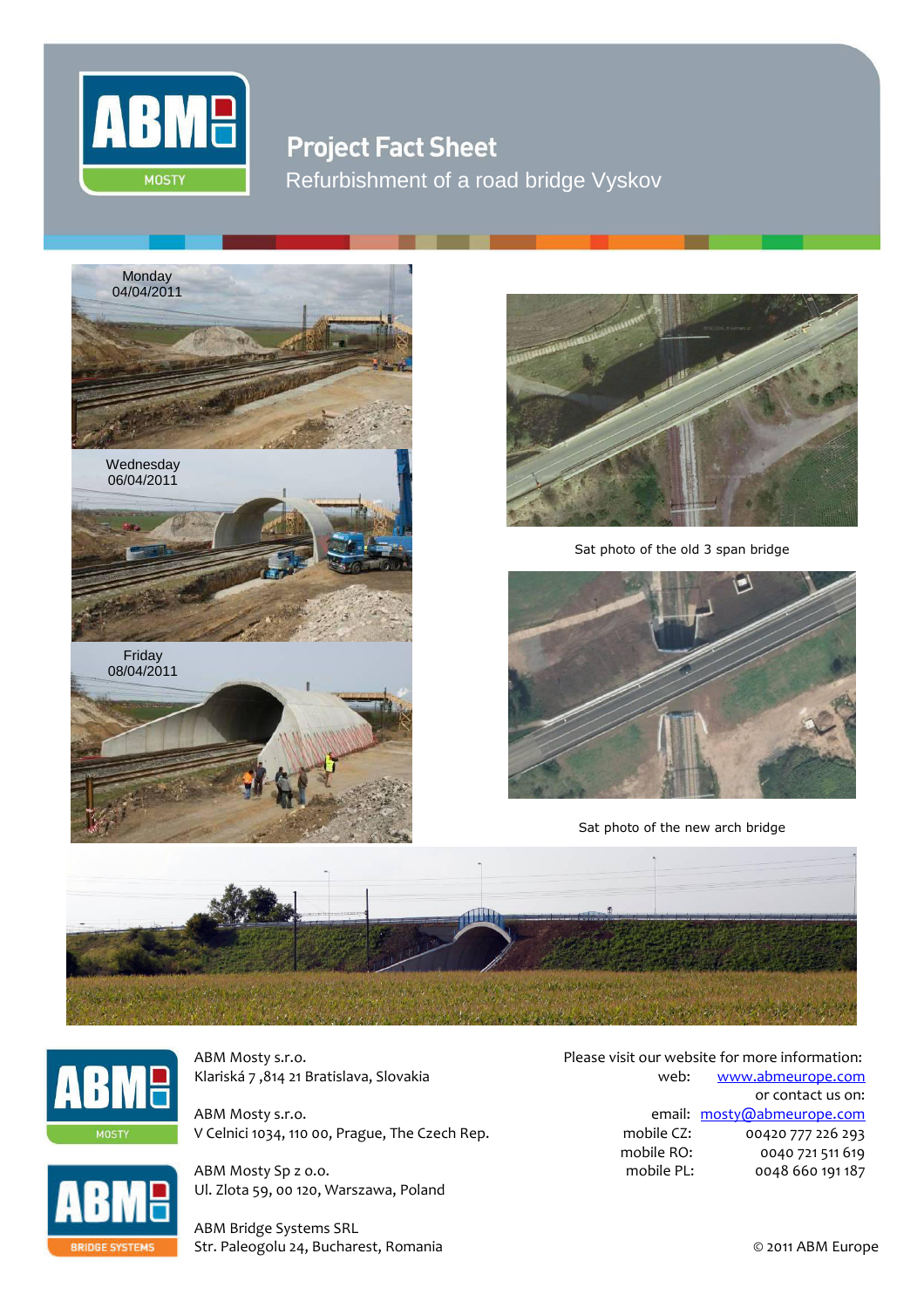# Project Fact Sheet

## Refurbishment of a road bridge Vyskov

Monday
04/04/2011

Wednesday
06/04/2011

Friday
08/04/2011

Sat photo of the old 3 span bridge

Sat photo of the new arch bridge

ABM Mosty s.r.o.
Klariská 7 ,814 21 Bratislava, Slovakia

ABM Mosty s.r.o.
V Celnici 1034, 110 00, Prague, The Czech Rep.

ABM Mosty Sp z o.o.
Ul. Zlota 59, 00 120, Warszawa, Poland

ABM Bridge Systems SRL
Str. Paleogolu 24, Bucharest, Romania

Please visit our website for more information:
web: www.abmeurope.com
or contact us on:
email: mosty@abmeurope.com
mobile CZ: 00420 777 226 293
mobile RO: 0040 721 511 619
mobile PL: 0048 660 191 187

© 2011 ABM Europe